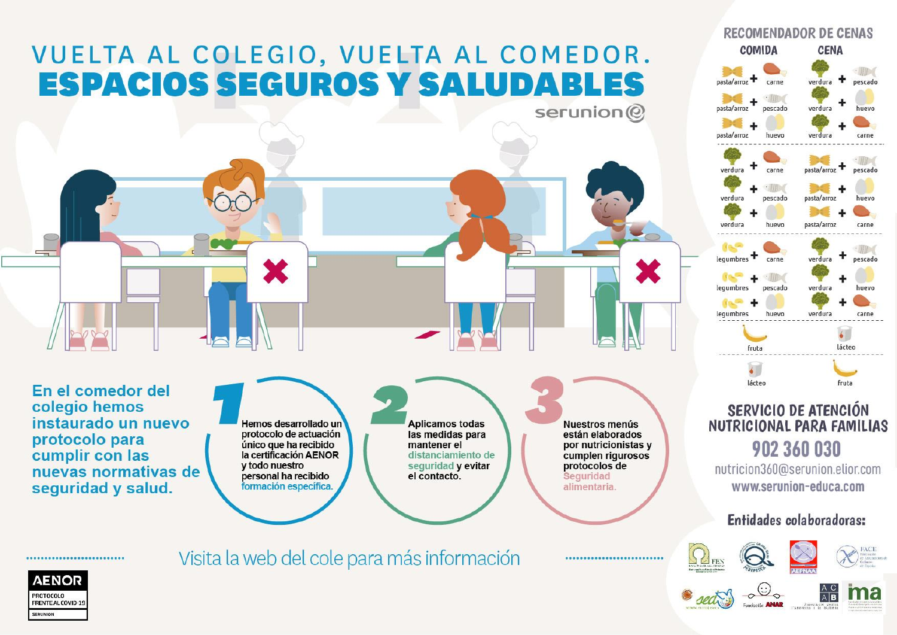# VUELTA AL COLEGIO, VUELTA AL COMEDOR.
# ESPACIOS SEGUROS Y SALUDABLES

serunion

**En el comedor del colegio hemos instaurado un nuevo protocolo para cumplir con las nuevas normativas de seguridad y salud.**

**1** Hemos desarrollado un protocolo de actuación único que ha recibido la certificación AENOR y todo nuestro personal ha recibido formación específica.

**2** Aplicamos todas las medidas para mantener el distanciamiento de seguridad y evitar el contacto.

**3** Nuestros menús están elaborados por nutricionistas y cumplen rigurosos protocolos de Seguridad alimentaria.

Visita la web del cole para más información

AENOR
PROTOCOLO FRENTE AL COVID-19
SERUNION

## RECOMENDADOR DE CENAS

| COMIDA | CENA |
| --- | --- |
| pasta/arroz + carne | verdura + pescado |
| pasta/arroz + pescado | verdura + huevo |
| pasta/arroz + huevo | verdura + carne |
| verdura + carne | pasta/arroz + pescado |
| verdura + pescado | pasta/arroz + huevo |
| verdura + huevo | pasta/arroz + carne |
| legumbres + carne | verdura + pescado |
| legumbres + pescado | verdura + huevo |
| legumbres + huevo | verdura + carne |
| fruta | lácteo |
| lácteo | fruta |

## SERVICIO DE ATENCIÓN NUTRICIONAL PARA FAMILIAS

902 360 030

nutricion360@serunion.elior.com

www.serunion-educa.com

**Entidades colaboradoras:**

FEN · FEPESCA · AEPNAA · FACE · SED · Fundación ANAR · ACAB · ima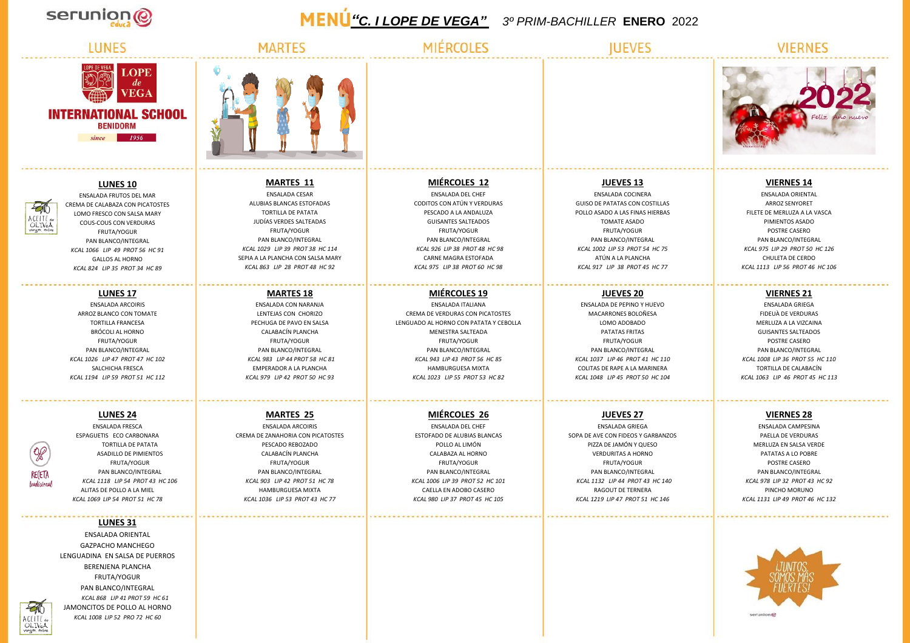# MENÚ *"C. I LOPE DE VEGA"* *3º PRIM-BACHILLER* **ENERO** 2022

| LUNES | MARTES | MIÉRCOLES | JUEVES | VIERNES |
|---|---|---|---|---|
| **LUNES 10**<br>ENSALADA FRUTOS DEL MAR<br>CREMA DE CALABAZA CON PICATOSTES<br>LOMO FRESCO CON SALSA MARY<br>COUS-COUS CON VERDURAS<br>FRUTA/YOGUR<br>PAN BLANCO/INTEGRAL<br>*KCAL 1066 LIP 49 PROT 56 HC 91*<br>GALLOS AL HORNO<br>*KCAL 824 LIP 35 PROT 34 HC 89* | **MARTES 11**<br>ENSALADA CESAR<br>ALUBIAS BLANCAS ESTOFADAS<br>TORTILLA DE PATATA<br>JUDÍAS VERDES SALTEADAS<br>FRUTA/YOGUR<br>PAN BLANCO/INTEGRAL<br>*KCAL 1029 LIP 39 PROT 38 HC 114*<br>SEPIA A LA PLANCHA CON SALSA MARY<br>*KCAL 863 LIP 28 PROT 48 HC 92* | **MIÉRCOLES 12**<br>ENSALADA DEL CHEF<br>CODITOS CON ATÚN Y VERDURAS<br>PESCADO A LA ANDALUZA<br>GUISANTES SALTEADOS<br>FRUTA/YOGUR<br>PAN BLANCO/INTEGRAL<br>*KCAL 926 LIP 38 PROT 48 HC 98*<br>CARNE MAGRA ESTOFADA<br>*KCAL 975 LIP 38 PROT 60 HC 98* | **JUEVES 13**<br>ENSALADA COCINERA<br>GUISO DE PATATAS CON COSTILLAS<br>POLLO ASADO A LAS FINAS HIERBAS<br>TOMATE ASADO<br>FRUTA/YOGUR<br>PAN BLANCO/INTEGRAL<br>*KCAL 1002 LIP 53 PROT 54 HC 75*<br>ATÚN A LA PLANCHA<br>*KCAL 917 LIP 38 PROT 45 HC 77* | **VIERNES 14**<br>ENSALADA ORIENTAL<br>ARROZ SENYORET<br>FILETE DE MERLUZA A LA VASCA<br>PIMIENTOS ASADO<br>POSTRE CASERO<br>PAN BLANCO/INTEGRAL<br>*KCAL 975 LIP 29 PROT 50 HC 126*<br>CHULETA DE CERDO<br>*KCAL 1113 LIP 56 PROT 46 HC 106* |
| **LUNES 17**<br>ENSALADA ARCOIRIS<br>ARROZ BLANCO CON TOMATE<br>TORTILLA FRANCESA<br>BRÓCOLI AL HORNO<br>FRUTA/YOGUR<br>PAN BLANCO/INTEGRAL<br>*KCAL 1026 LIP 47 PROT 47 HC 102*<br>SALCHICHA FRESCA<br>*KCAL 1194 LIP 59 PROT 51 HC 112* | **MARTES 18**<br>ENSALADA CON NARANJA<br>LENTEJAS CON CHORIZO<br>PECHUGA DE PAVO EN SALSA<br>CALABACÍN PLANCHA<br>FRUTA/YOGUR<br>PAN BLANCO/INTEGRAL<br>*KCAL 983 LIP 44 PROT 58 HC 81*<br>EMPERADOR A LA PLANCHA<br>*KCAL 979 LIP 42 PROT 50 HC 93* | **MIÉRCOLES 19**<br>ENSALADA ITALIANA<br>CREMA DE VERDURAS CON PICATOSTES<br>LENGUADO AL HORNO CON PATATA Y CEBOLLA<br>MENESTRA SALTEADA<br>FRUTA/YOGUR<br>PAN BLANCO/INTEGRAL<br>*KCAL 943 LIP 43 PROT 56 HC 85*<br>HAMBURGUESA MIXTA<br>*KCAL 1023 LIP 55 PROT 53 HC 82* | **JUEVES 20**<br>ENSALADA DE PEPINO Y HUEVO<br>MACARRONES BOLOÑESA<br>LOMO ADOBADO<br>PATATAS FRITAS<br>FRUTA/YOGUR<br>PAN BLANCO/INTEGRAL<br>*KCAL 1037 LIP 46 PROT 41 HC 110*<br>COLITAS DE RAPE A LA MARINERA<br>*KCAL 1048 LIP 45 PROT 50 HC 104* | **VIERNES 21**<br>ENSALADA GRIEGA<br>FIDEUÀ DE VERDURAS<br>MERLUZA A LA VIZCAINA<br>GUISANTES SALTEADOS<br>POSTRE CASERO<br>PAN BLANCO/INTEGRAL<br>*KCAL 1008 LIP 36 PROT 55 HC 110*<br>TORTILLA DE CALABACÍN<br>*KCAL 1063 LIP 46 PROT 45 HC 113* |
| **LUNES 24**<br>ENSALADA FRESCA<br>ESPAGUETIS ECO CARBONARA<br>TORTILLA DE PATATA<br>ASADILLO DE PIMIENTOS<br>FRUTA/YOGUR<br>PAN BLANCO/INTEGRAL<br>*KCAL 1118 LIP 54 PROT 43 HC 106*<br>ALITAS DE POLLO A LA MIEL<br>*KCAL 1069 LIP 54 PROT 51 HC 78* | **MARTES 25**<br>ENSALADA ARCOIRIS<br>CREMA DE ZANAHORIA CON PICATOSTES<br>PESCADO REBOZADO<br>CALABACÍN PLANCHA<br>FRUTA/YOGUR<br>PAN BLANCO/INTEGRAL<br>*KCAL 903 LIP 42 PROT 51 HC 78*<br>HAMBURGUESA MIXTA<br>*KCAL 1036 LIP 53 PROT 43 HC 77* | **MIÉRCOLES 26**<br>ENSALADA DEL CHEF<br>ESTOFADO DE ALUBIAS BLANCAS<br>POLLO AL LIMÓN<br>CALABAZA AL HORNO<br>FRUTA/YOGUR<br>PAN BLANCO/INTEGRAL<br>*KCAL 1006 LIP 39 PROT 52 HC 101*<br>CAELLA EN ADOBO CASERO<br>*KCAL 980 LIP 37 PROT 45 HC 105* | **JUEVES 27**<br>ENSALADA GRIEGA<br>SOPA DE AVE CON FIDEOS Y GARBANZOS<br>PIZZA DE JAMÓN Y QUESO<br>VERDURITAS A HORNO<br>FRUTA/YOGUR<br>PAN BLANCO/INTEGRAL<br>*KCAL 1132 LIP 44 PROT 43 HC 140*<br>RAGOUT DE TERNERA<br>*KCAL 1219 LIP 47 PROT 51 HC 146* | **VIERNES 28**<br>ENSALADA CAMPESINA<br>PAELLA DE VERDURAS<br>MERLUZA EN SALSA VERDE<br>PATATAS A LO POBRE<br>POSTRE CASERO<br>PAN BLANCO/INTEGRAL<br>*KCAL 978 LIP 32 PROT 43 HC 92*<br>PINCHO MORUNO<br>*KCAL 1131 LIP 49 PROT 46 HC 132* |
| **LUNES 31**<br>ENSALADA ORIENTAL<br>GAZPACHO MANCHEGO<br>LENGUADINA EN SALSA DE PUERROS<br>BERENJENA PLANCHA<br>FRUTA/YOGUR<br>PAN BLANCO/INTEGRAL<br>*KCAL 868 LIP 41 PROT 59 HC 61*<br>JAMONCITOS DE POLLO AL HORNO<br>*KCAL 1008 LIP 52 PRO 72 HC 60* | | | | |